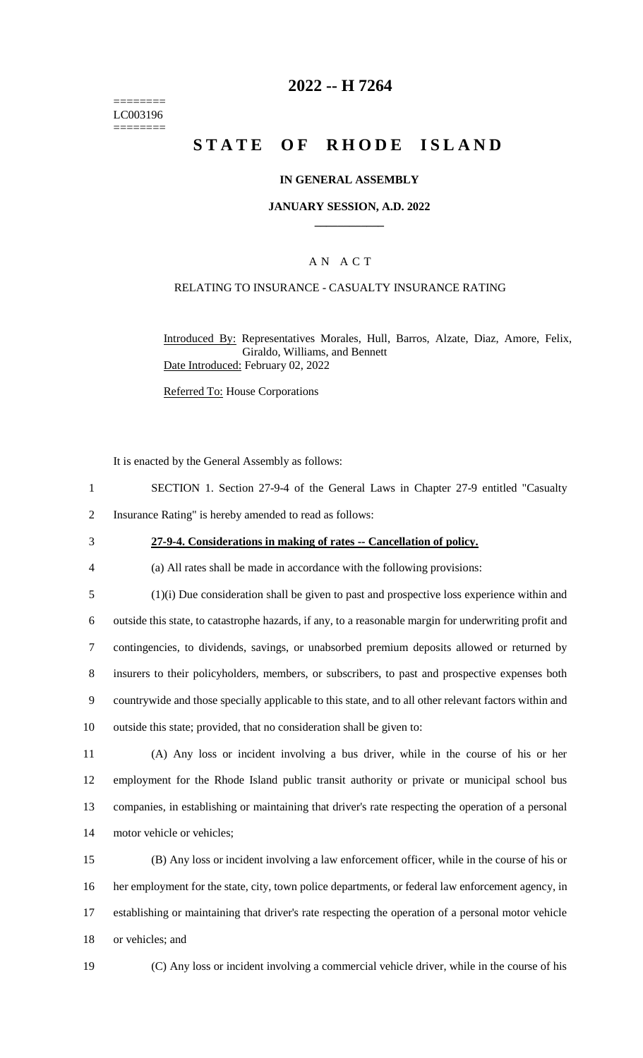========
LC003196
========

# 2022 -- H 7264

# STATE OF RHODE ISLAND

## IN GENERAL ASSEMBLY

### JANUARY SESSION, A.D. 2022

## A N A C T

### RELATING TO INSURANCE - CASUALTY INSURANCE RATING

Introduced By: Representatives Morales, Hull, Barros, Alzate, Diaz, Amore, Felix, Giraldo, Williams, and Bennett

Date Introduced: February 02, 2022

Referred To: House Corporations

It is enacted by the General Assembly as follows:

1 SECTION 1. Section 27-9-4 of the General Laws in Chapter 27-9 entitled "Casualty
2 Insurance Rating" is hereby amended to read as follows:

3 **27-9-4. Considerations in making of rates -- Cancellation of policy.**

4 (a) All rates shall be made in accordance with the following provisions:

5 (1)(i) Due consideration shall be given to past and prospective loss experience within and
6 outside this state, to catastrophe hazards, if any, to a reasonable margin for underwriting profit and
7 contingencies, to dividends, savings, or unabsorbed premium deposits allowed or returned by
8 insurers to their policyholders, members, or subscribers, to past and prospective expenses both
9 countrywide and those specially applicable to this state, and to all other relevant factors within and
10 outside this state; provided, that no consideration shall be given to:

11 (A) Any loss or incident involving a bus driver, while in the course of his or her
12 employment for the Rhode Island public transit authority or private or municipal school bus
13 companies, in establishing or maintaining that driver's rate respecting the operation of a personal
14 motor vehicle or vehicles;

15 (B) Any loss or incident involving a law enforcement officer, while in the course of his or
16 her employment for the state, city, town police departments, or federal law enforcement agency, in
17 establishing or maintaining that driver's rate respecting the operation of a personal motor vehicle
18 or vehicles; and

19 (C) Any loss or incident involving a commercial vehicle driver, while in the course of his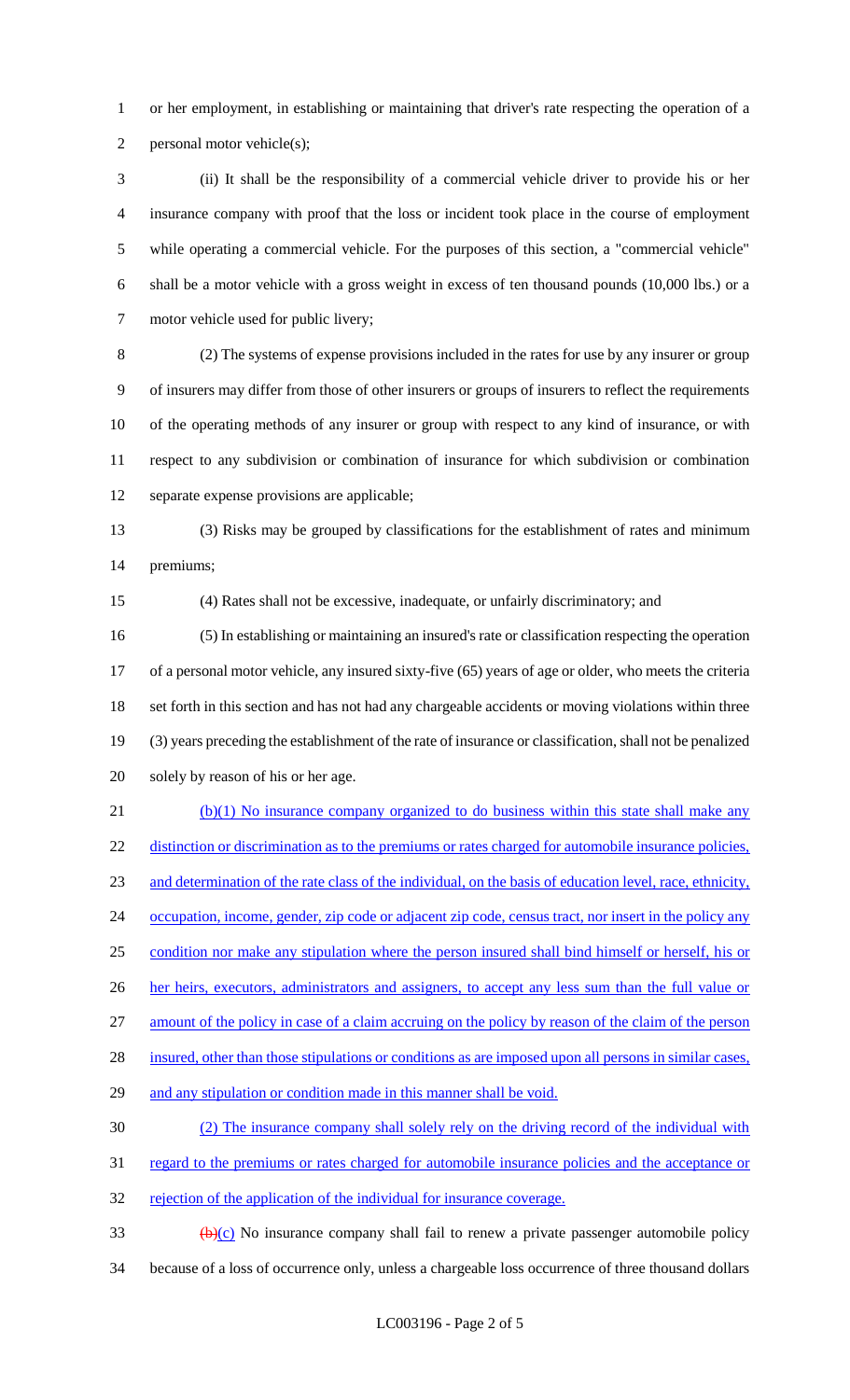or her employment, in establishing or maintaining that driver's rate respecting the operation of a personal motor vehicle(s);

(ii) It shall be the responsibility of a commercial vehicle driver to provide his or her insurance company with proof that the loss or incident took place in the course of employment while operating a commercial vehicle. For the purposes of this section, a "commercial vehicle" shall be a motor vehicle with a gross weight in excess of ten thousand pounds (10,000 lbs.) or a motor vehicle used for public livery;

(2) The systems of expense provisions included in the rates for use by any insurer or group of insurers may differ from those of other insurers or groups of insurers to reflect the requirements of the operating methods of any insurer or group with respect to any kind of insurance, or with respect to any subdivision or combination of insurance for which subdivision or combination separate expense provisions are applicable;

(3) Risks may be grouped by classifications for the establishment of rates and minimum premiums;

(4) Rates shall not be excessive, inadequate, or unfairly discriminatory; and

(5) In establishing or maintaining an insured's rate or classification respecting the operation of a personal motor vehicle, any insured sixty-five (65) years of age or older, who meets the criteria set forth in this section and has not had any chargeable accidents or moving violations within three (3) years preceding the establishment of the rate of insurance or classification, shall not be penalized solely by reason of his or her age.

<u>(b)(1) No insurance company organized to do business within this state shall make any distinction or discrimination as to the premiums or rates charged for automobile insurance policies, and determination of the rate class of the individual, on the basis of education level, race, ethnicity, occupation, income, gender, zip code or adjacent zip code, census tract, nor insert in the policy any condition nor make any stipulation where the person insured shall bind himself or herself, his or her heirs, executors, administrators and assigners, to accept any less sum than the full value or amount of the policy in case of a claim accruing on the policy by reason of the claim of the person insured, other than those stipulations or conditions as are imposed upon all persons in similar cases, and any stipulation or condition made in this manner shall be void.</u>

<u>(2) The insurance company shall solely rely on the driving record of the individual with regard to the premiums or rates charged for automobile insurance policies and the acceptance or rejection of the application of the individual for insurance coverage.</u>

~~(b)~~<u>(c)</u> No insurance company shall fail to renew a private passenger automobile policy because of a loss of occurrence only, unless a chargeable loss occurrence of three thousand dollars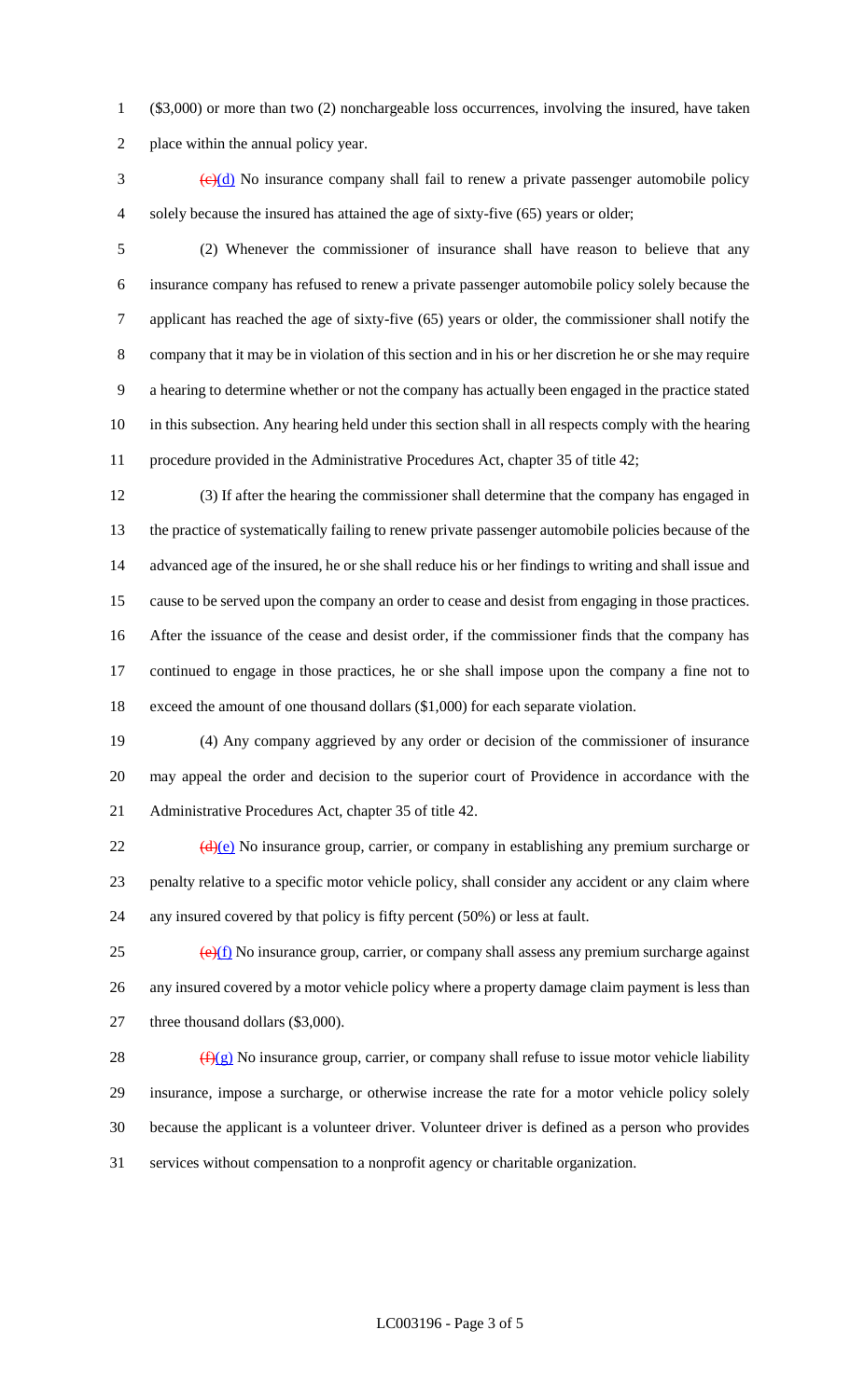($3,000) or more than two (2) nonchargeable loss occurrences, involving the insured, have taken place within the annual policy year.

~~(c)~~(d) No insurance company shall fail to renew a private passenger automobile policy solely because the insured has attained the age of sixty-five (65) years or older;

(2) Whenever the commissioner of insurance shall have reason to believe that any insurance company has refused to renew a private passenger automobile policy solely because the applicant has reached the age of sixty-five (65) years or older, the commissioner shall notify the company that it may be in violation of this section and in his or her discretion he or she may require a hearing to determine whether or not the company has actually been engaged in the practice stated in this subsection. Any hearing held under this section shall in all respects comply with the hearing procedure provided in the Administrative Procedures Act, chapter 35 of title 42;

(3) If after the hearing the commissioner shall determine that the company has engaged in the practice of systematically failing to renew private passenger automobile policies because of the advanced age of the insured, he or she shall reduce his or her findings to writing and shall issue and cause to be served upon the company an order to cease and desist from engaging in those practices. After the issuance of the cease and desist order, if the commissioner finds that the company has continued to engage in those practices, he or she shall impose upon the company a fine not to exceed the amount of one thousand dollars ($1,000) for each separate violation.

(4) Any company aggrieved by any order or decision of the commissioner of insurance may appeal the order and decision to the superior court of Providence in accordance with the Administrative Procedures Act, chapter 35 of title 42.

~~(d)~~(e) No insurance group, carrier, or company in establishing any premium surcharge or penalty relative to a specific motor vehicle policy, shall consider any accident or any claim where any insured covered by that policy is fifty percent (50%) or less at fault.

~~(e)~~(f) No insurance group, carrier, or company shall assess any premium surcharge against any insured covered by a motor vehicle policy where a property damage claim payment is less than three thousand dollars ($3,000).

~~(f)~~(g) No insurance group, carrier, or company shall refuse to issue motor vehicle liability insurance, impose a surcharge, or otherwise increase the rate for a motor vehicle policy solely because the applicant is a volunteer driver. Volunteer driver is defined as a person who provides services without compensation to a nonprofit agency or charitable organization.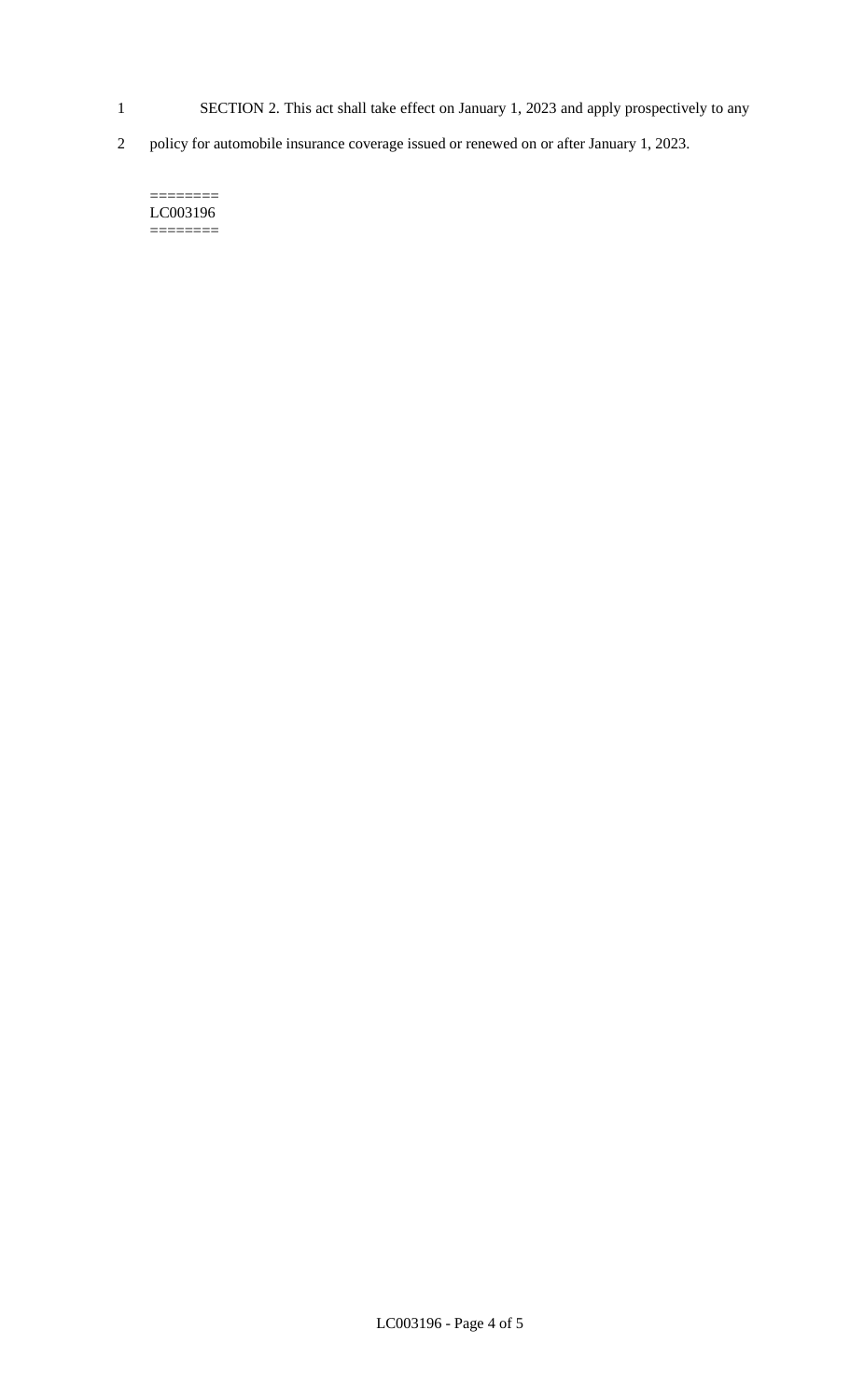SECTION 2. This act shall take effect on January 1, 2023 and apply prospectively to any policy for automobile insurance coverage issued or renewed on or after January 1, 2023.

========
LC003196
========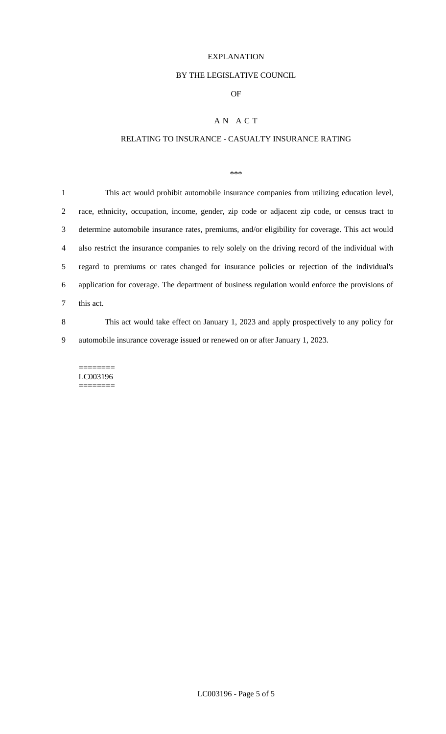EXPLANATION

BY THE LEGISLATIVE COUNCIL

OF

A N A C T

RELATING TO INSURANCE - CASUALTY INSURANCE RATING

\*\*\*

This act would prohibit automobile insurance companies from utilizing education level, race, ethnicity, occupation, income, gender, zip code or adjacent zip code, or census tract to determine automobile insurance rates, premiums, and/or eligibility for coverage. This act would also restrict the insurance companies to rely solely on the driving record of the individual with regard to premiums or rates changed for insurance policies or rejection of the individual's application for coverage. The department of business regulation would enforce the provisions of this act.

This act would take effect on January 1, 2023 and apply prospectively to any policy for automobile insurance coverage issued or renewed on or after January 1, 2023.

========
LC003196
========